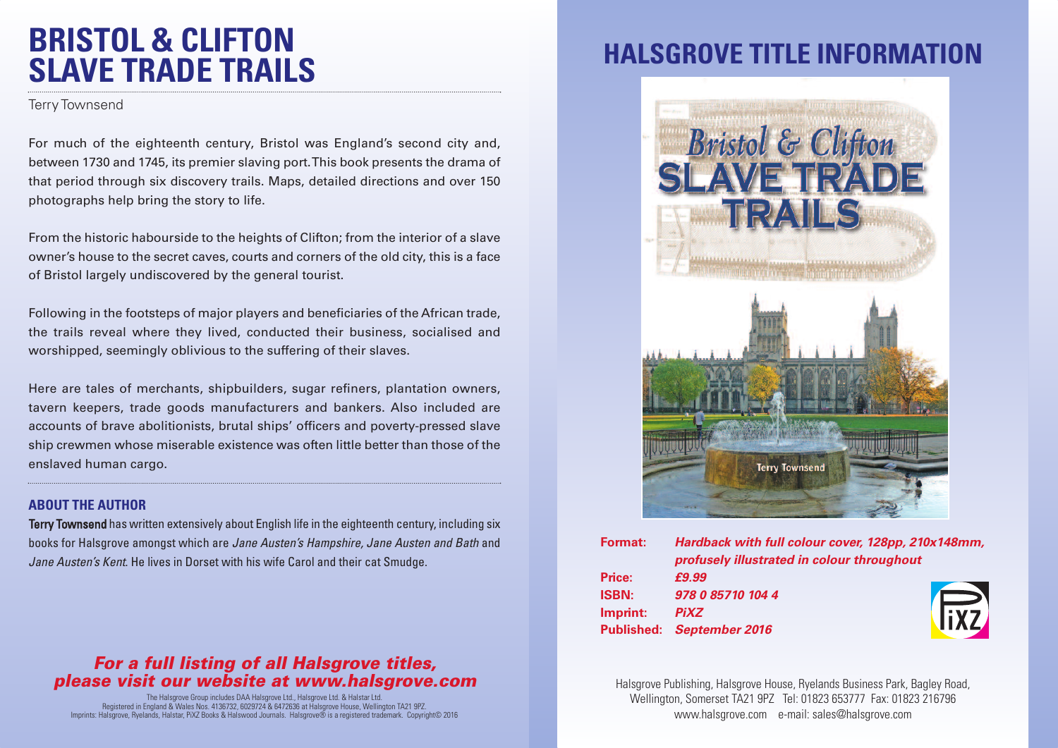# BRISTOL & CLIFTON SLAVE TRADE TRAILS

Terry Townsend

For much of the eighteenth century, Bristol was England's second city and, between 1730 and 1745, its premier slaving port. This book presents the drama of that period through six discovery trails. Maps, detailed directions and over 150 photographs help bring the story to life.

From the historic habourside to the heights of Clifton; from the interior of a slave owner's house to the secret caves, courts and corners of the old city, this is a face of Bristol largely undiscovered by the general tourist.

Following in the footsteps of major players and beneficiaries of the African trade, the trails reveal where they lived, conducted their business, socialised and worshipped, seemingly oblivious to the suffering of their slaves.

Here are tales of merchants, shipbuilders, sugar refiners, plantation owners, tavern keepers, trade goods manufacturers and bankers. Also included are accounts of brave abolitionists, brutal ships' officers and poverty-pressed slave ship crewmen whose miserable existence was often little better than those of the enslaved human cargo.

### ABOUT THE AUTHOR

**Terry Townsend** has written extensively about English life in the eighteenth century, including six books for Halsgrove amongst which are *Jane Austen's Hampshire, Jane Austen and Bath* and *Jane Austen's Kent*. He lives in Dorset with his wife Carol and their cat Smudge.

***For a full listing of all Halsgrove titles, please visit our website at www.halsgrove.com***

The Halsgrove Group includes DAA Halsgrove Ltd., Halsgrove Ltd. & Halstar Ltd. Registered in England & Wales Nos. 4136732, 6029724 & 6472636 at Halsgrove House, Wellington TA21 9PZ. Imprints: Halsgrove, Ryelands, Halstar, PiXZ Books & Halswood Journals. Halsgrove® is a registered trademark. Copyright© 2016

## HALSGROVE TITLE INFORMATION

Bristol & Clifton SLAVE TRADE TRAILS

Terry Townsend

**Format:** ***Hardback with full colour cover, 128pp, 210x148mm, profusely illustrated in colour throughout***
**Price:** ***£9.99***
**ISBN:** ***978 0 85710 104 4***
**Imprint:** ***PiXZ***
**Published:** ***September 2016***

PiXZ

Halsgrove Publishing, Halsgrove House, Ryelands Business Park, Bagley Road, Wellington, Somerset TA21 9PZ Tel: 01823 653777 Fax: 01823 216796
www.halsgrove.com e-mail: sales@halsgrove.com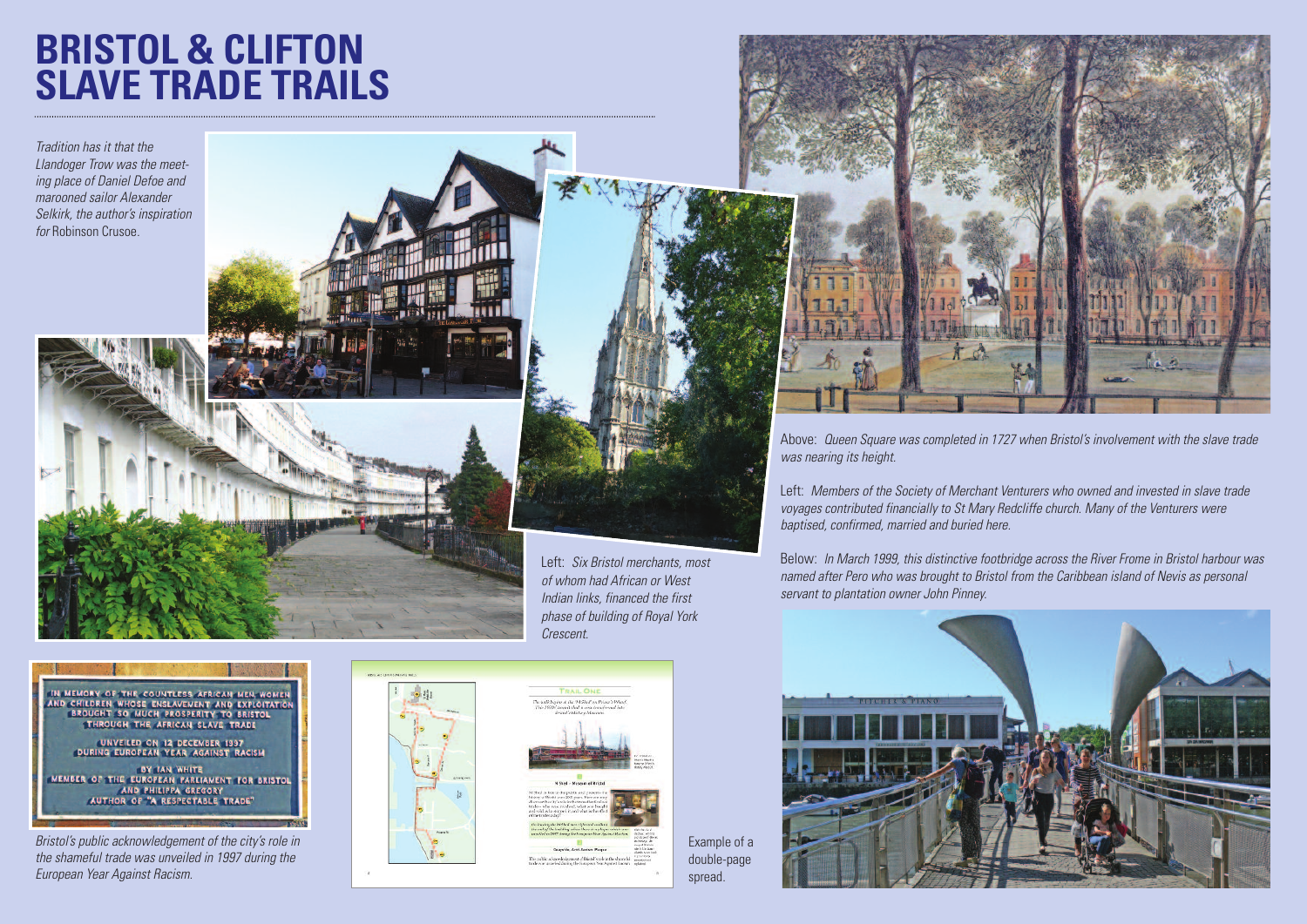# BRISTOL & CLIFTON SLAVE TRADE TRAILS

*Tradition has it that the Llandoger Trow was the meeting place of Daniel Defoe and marooned sailor Alexander Selkirk, the author's inspiration for* Robinson Crusoe.

Left: *Six Bristol merchants, most of whom had African or West Indian links, financed the first phase of building of Royal York Crescent.*

Above: *Queen Square was completed in 1727 when Bristol's involvement with the slave trade was nearing its height.*

Left: *Members of the Society of Merchant Venturers who owned and invested in slave trade voyages contributed financially to St Mary Redcliffe church. Many of the Venturers were baptised, confirmed, married and buried here.*

Below: *In March 1999, this distinctive footbridge across the River Frome in Bristol harbour was named after Pero who was brought to Bristol from the Caribbean island of Nevis as personal servant to plantation owner John Pinney.*

*Bristol's public acknowledgement of the city's role in the shameful trade was unveiled in 1997 during the European Year Against Racism.*

Example of a double-page spread.